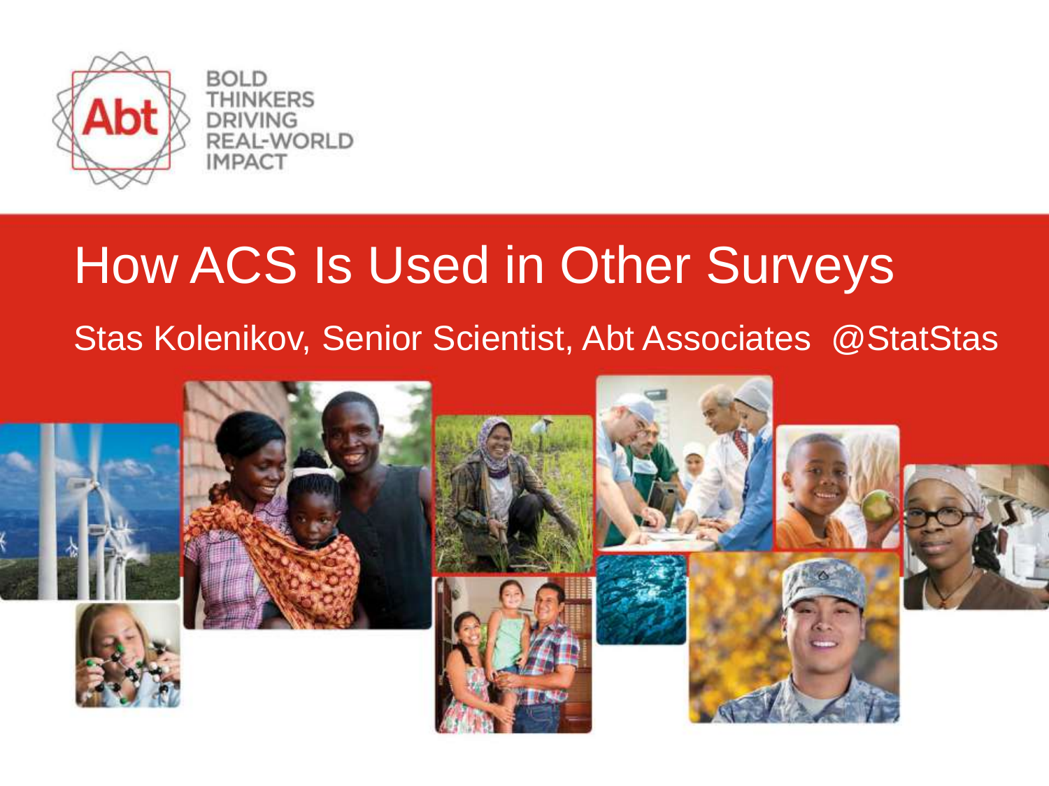BOLD THINKERS DRIVING REAL-WORLD IMPACT

# How ACS Is Used in Other Surveys

Stas Kolenikov, Senior Scientist, Abt Associates @StatStas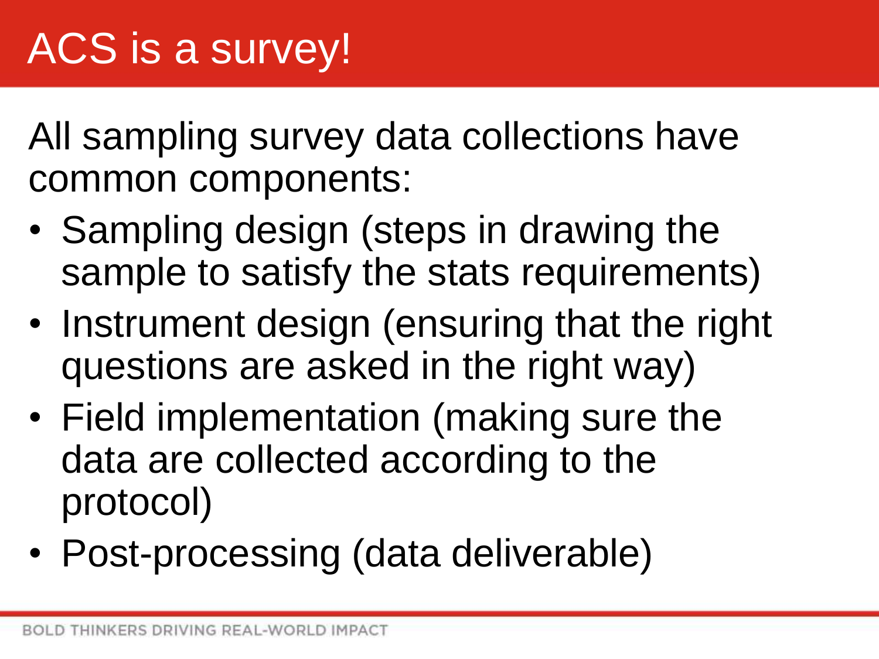# ACS is a survey!

All sampling survey data collections have common components:

- Sampling design (steps in drawing the sample to satisfy the stats requirements)
- Instrument design (ensuring that the right questions are asked in the right way)
- Field implementation (making sure the data are collected according to the protocol)
- Post-processing (data deliverable)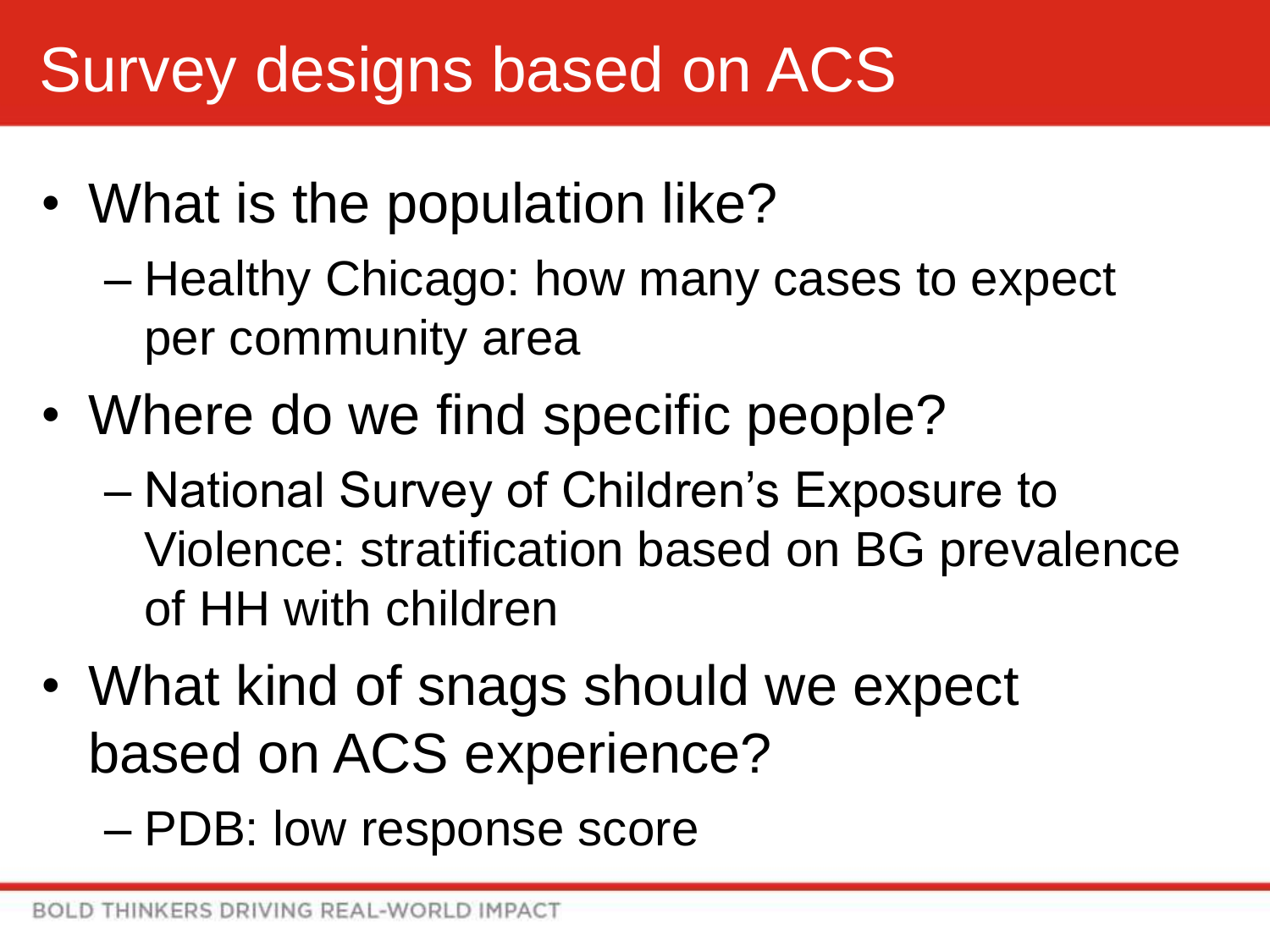# Survey designs based on ACS

- What is the population like?
  - Healthy Chicago: how many cases to expect per community area
- Where do we find specific people?
  - National Survey of Children's Exposure to Violence: stratification based on BG prevalence of HH with children
- What kind of snags should we expect based on ACS experience?
  - PDB: low response score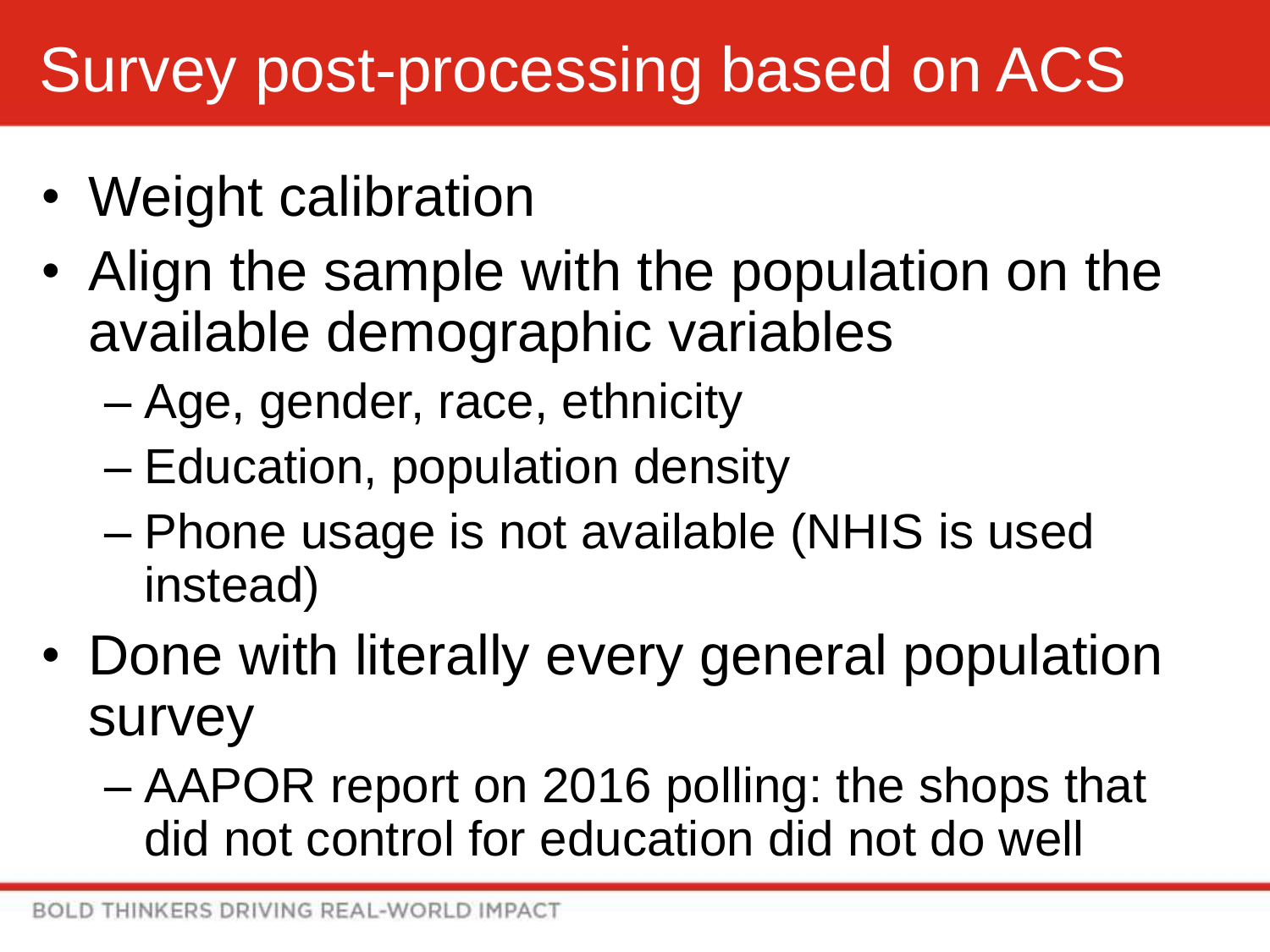# Survey post-processing based on ACS

- Weight calibration
- Align the sample with the population on the available demographic variables
  - Age, gender, race, ethnicity
  - Education, population density
  - Phone usage is not available (NHIS is used instead)
- Done with literally every general population survey
  - AAPOR report on 2016 polling: the shops that did not control for education did not do well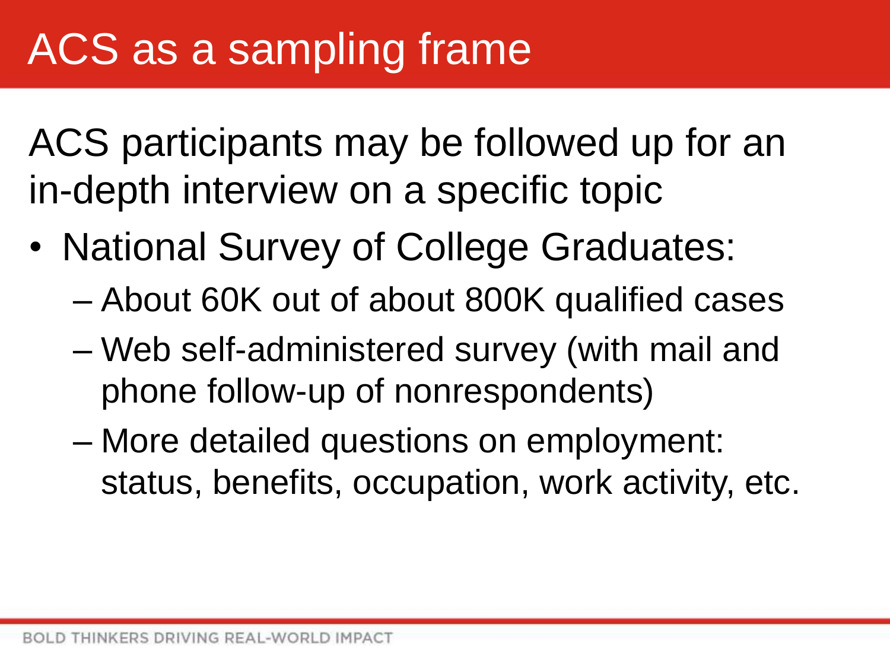# ACS as a sampling frame

ACS participants may be followed up for an in-depth interview on a specific topic

- National Survey of College Graduates:
  - About 60K out of about 800K qualified cases
  - Web self-administered survey (with mail and phone follow-up of nonrespondents)
  - More detailed questions on employment: status, benefits, occupation, work activity, etc.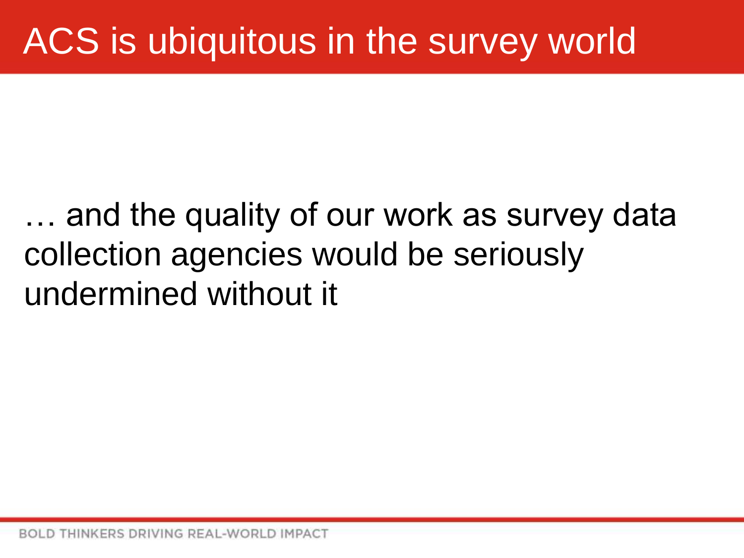# ACS is ubiquitous in the survey world

… and the quality of our work as survey data collection agencies would be seriously undermined without it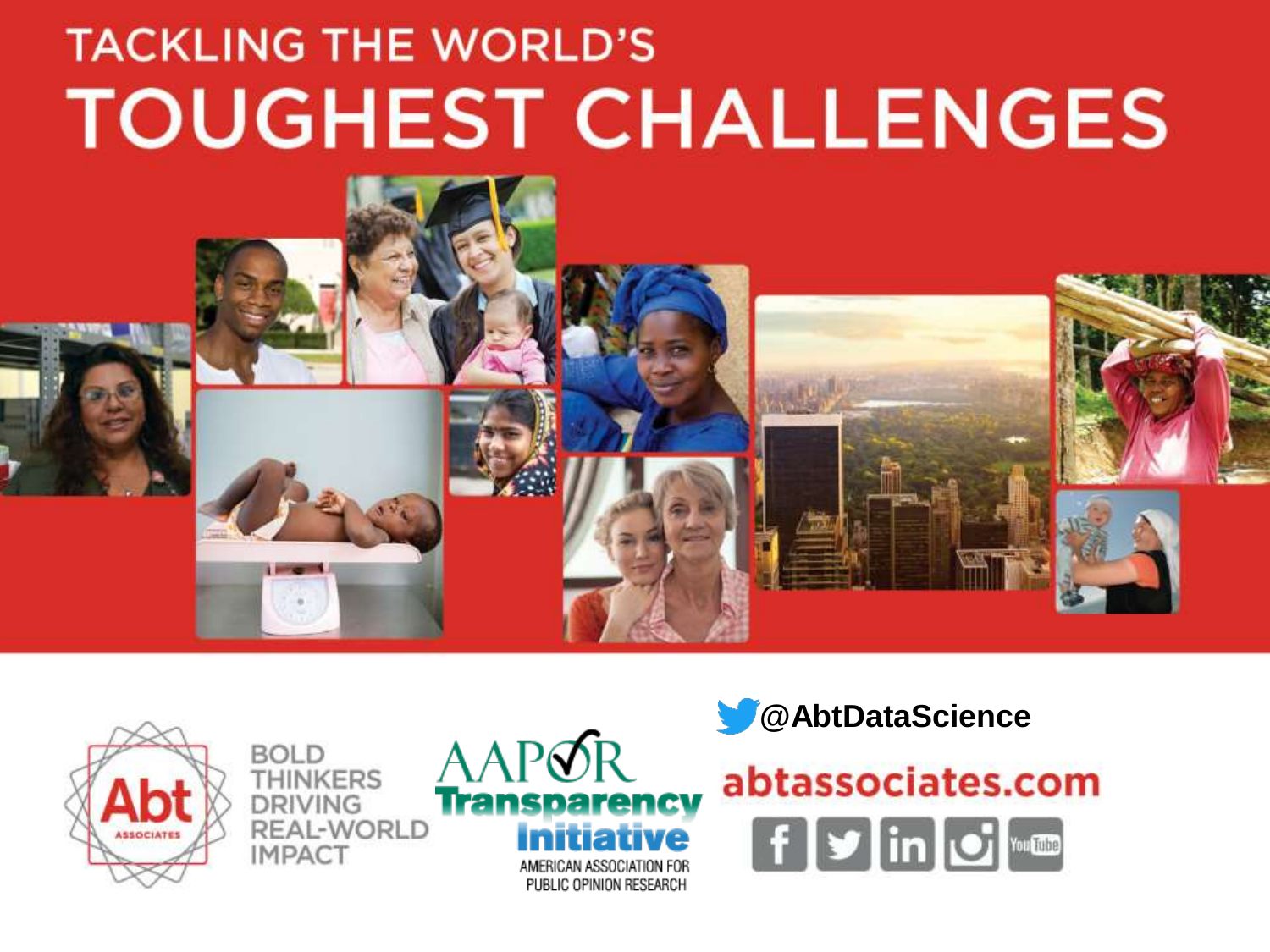# TACKLING THE WORLD'S TOUGHEST CHALLENGES

Abt ASSOCIATES

BOLD THINKERS DRIVING REAL-WORLD IMPACT

AAPOR Transparency Initiative

AMERICAN ASSOCIATION FOR PUBLIC OPINION RESEARCH

@AbtDataScience

abtassociates.com